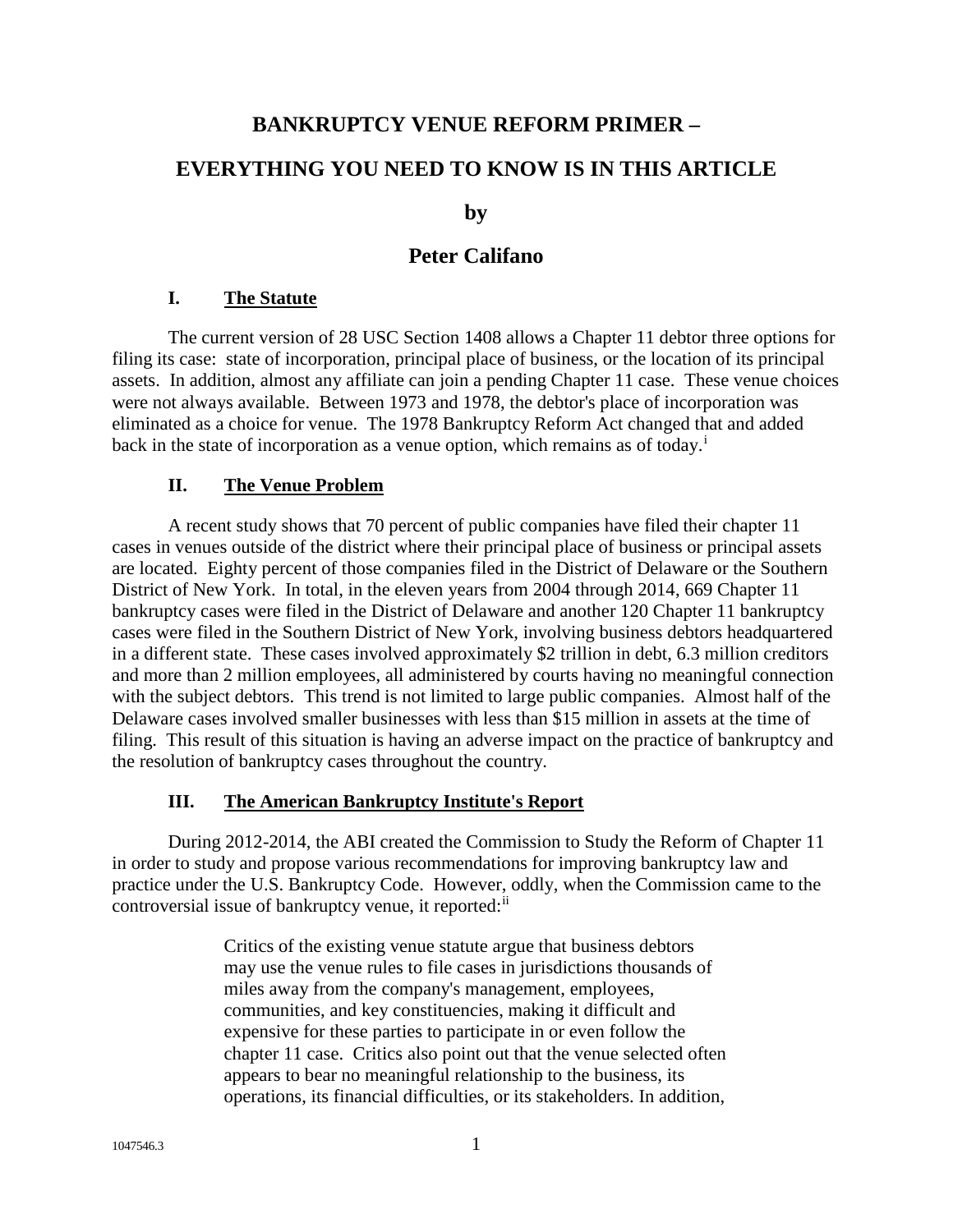# BANKRUPTCY VENUE REFORM PRIMER –

# EVERYTHING YOU NEED TO KNOW IS IN THIS ARTICLE

**by**

## Peter Califano

### I. The Statute

The current version of 28 USC Section 1408 allows a Chapter 11 debtor three options for filing its case: state of incorporation, principal place of business, or the location of its principal assets. In addition, almost any affiliate can join a pending Chapter 11 case. These venue choices were not always available. Between 1973 and 1978, the debtor's place of incorporation was eliminated as a choice for venue. The 1978 Bankruptcy Reform Act changed that and added back in the state of incorporation as a venue option, which remains as of today.[i]

### II. The Venue Problem

A recent study shows that 70 percent of public companies have filed their chapter 11 cases in venues outside of the district where their principal place of business or principal assets are located. Eighty percent of those companies filed in the District of Delaware or the Southern District of New York. In total, in the eleven years from 2004 through 2014, 669 Chapter 11 bankruptcy cases were filed in the District of Delaware and another 120 Chapter 11 bankruptcy cases were filed in the Southern District of New York, involving business debtors headquartered in a different state. These cases involved approximately $2 trillion in debt, 6.3 million creditors and more than 2 million employees, all administered by courts having no meaningful connection with the subject debtors. This trend is not limited to large public companies. Almost half of the Delaware cases involved smaller businesses with less than $15 million in assets at the time of filing. This result of this situation is having an adverse impact on the practice of bankruptcy and the resolution of bankruptcy cases throughout the country.

### III. The American Bankruptcy Institute's Report

During 2012-2014, the ABI created the Commission to Study the Reform of Chapter 11 in order to study and propose various recommendations for improving bankruptcy law and practice under the U.S. Bankruptcy Code. However, oddly, when the Commission came to the controversial issue of bankruptcy venue, it reported:[ii]

> Critics of the existing venue statute argue that business debtors may use the venue rules to file cases in jurisdictions thousands of miles away from the company's management, employees, communities, and key constituencies, making it difficult and expensive for these parties to participate in or even follow the chapter 11 case. Critics also point out that the venue selected often appears to bear no meaningful relationship to the business, its operations, its financial difficulties, or its stakeholders. In addition,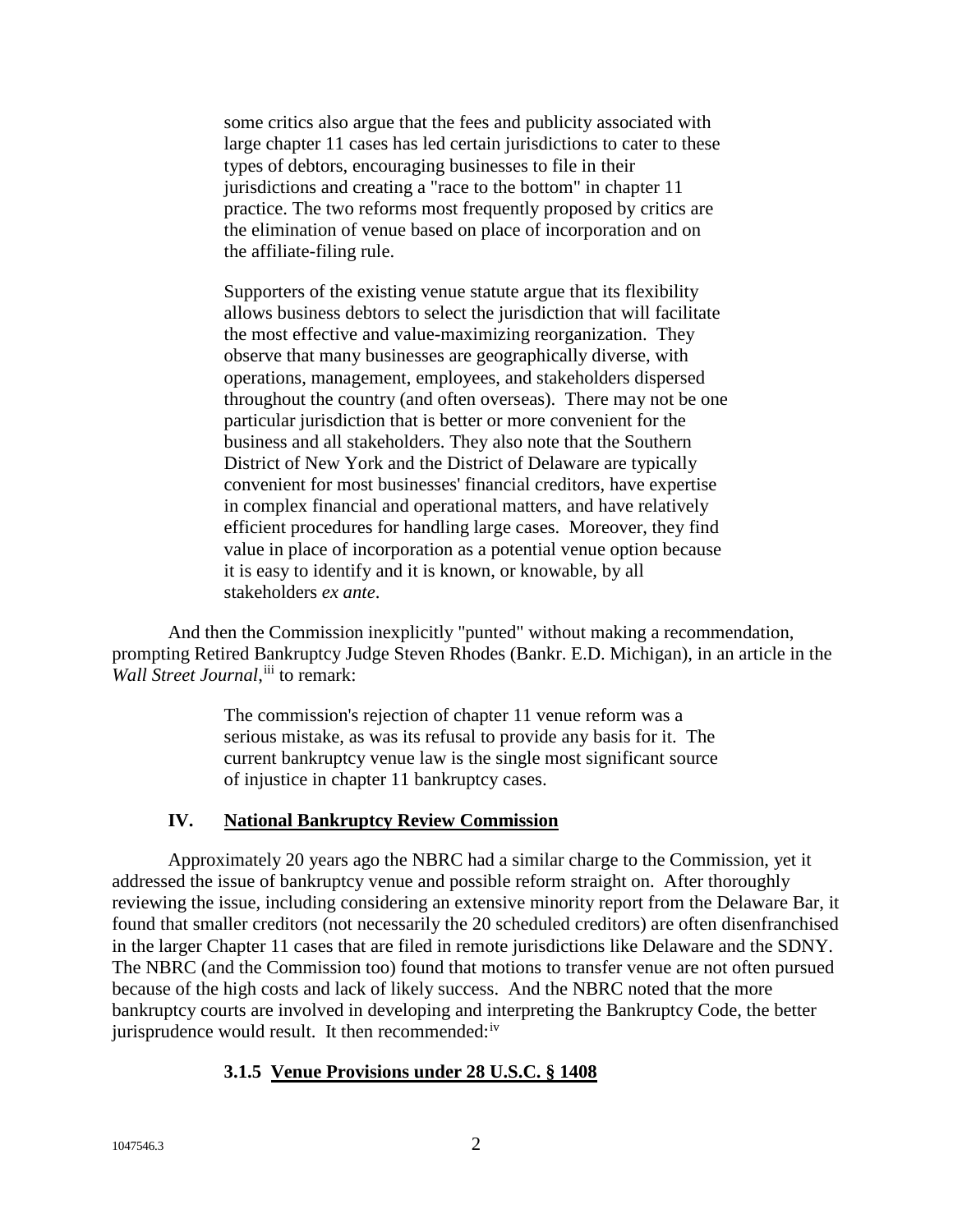> some critics also argue that the fees and publicity associated with large chapter 11 cases has led certain jurisdictions to cater to these types of debtors, encouraging businesses to file in their jurisdictions and creating a "race to the bottom" in chapter 11 practice. The two reforms most frequently proposed by critics are the elimination of venue based on place of incorporation and on the affiliate-filing rule.
>
> Supporters of the existing venue statute argue that its flexibility allows business debtors to select the jurisdiction that will facilitate the most effective and value-maximizing reorganization. They observe that many businesses are geographically diverse, with operations, management, employees, and stakeholders dispersed throughout the country (and often overseas). There may not be one particular jurisdiction that is better or more convenient for the business and all stakeholders. They also note that the Southern District of New York and the District of Delaware are typically convenient for most businesses' financial creditors, have expertise in complex financial and operational matters, and have relatively efficient procedures for handling large cases. Moreover, they find value in place of incorporation as a potential venue option because it is easy to identify and it is known, or knowable, by all stakeholders *ex ante*.

And then the Commission inexplicitly "punted" without making a recommendation, prompting Retired Bankruptcy Judge Steven Rhodes (Bankr. E.D. Michigan), in an article in the *Wall Street Journal*,[iii] to remark:

> The commission's rejection of chapter 11 venue reform was a serious mistake, as was its refusal to provide any basis for it. The current bankruptcy venue law is the single most significant source of injustice in chapter 11 bankruptcy cases.

## IV. National Bankruptcy Review Commission

Approximately 20 years ago the NBRC had a similar charge to the Commission, yet it addressed the issue of bankruptcy venue and possible reform straight on. After thoroughly reviewing the issue, including considering an extensive minority report from the Delaware Bar, it found that smaller creditors (not necessarily the 20 scheduled creditors) are often disenfranchised in the larger Chapter 11 cases that are filed in remote jurisdictions like Delaware and the SDNY. The NBRC (and the Commission too) found that motions to transfer venue are not often pursued because of the high costs and lack of likely success. And the NBRC noted that the more bankruptcy courts are involved in developing and interpreting the Bankruptcy Code, the better jurisprudence would result. It then recommended:[iv]

### 3.1.5 Venue Provisions under 28 U.S.C. § 1408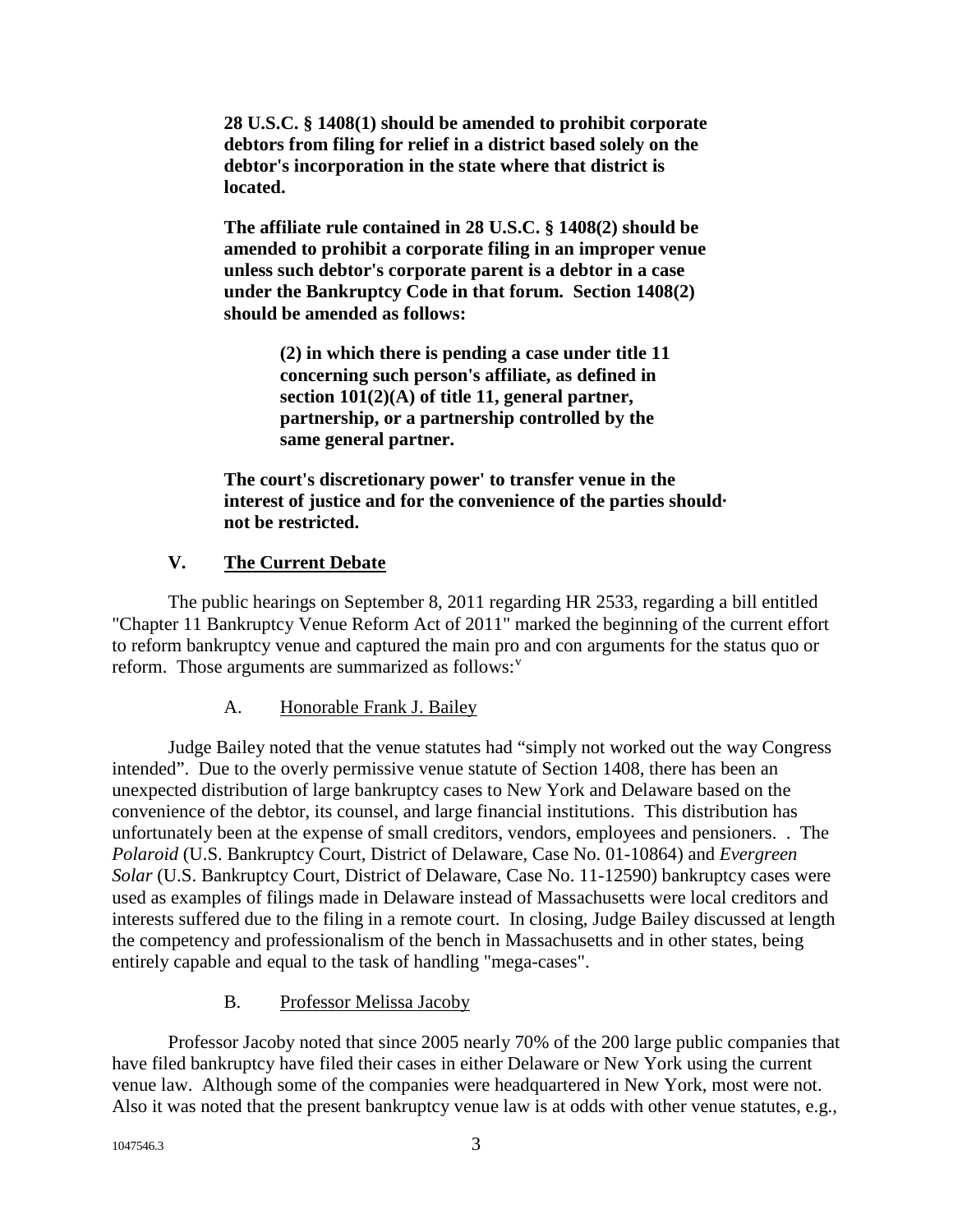**28 U.S.C. § 1408(1) should be amended to prohibit corporate debtors from filing for relief in a district based solely on the debtor's incorporation in the state where that district is located.**

**The affiliate rule contained in 28 U.S.C. § 1408(2) should be amended to prohibit a corporate filing in an improper venue unless such debtor's corporate parent is a debtor in a case under the Bankruptcy Code in that forum. Section 1408(2) should be amended as follows:**

> **(2) in which there is pending a case under title 11 concerning such person's affiliate, as defined in section 101(2)(A) of title 11, general partner, partnership, or a partnership controlled by the same general partner.**

**The court's discretionary power' to transfer venue in the interest of justice and for the convenience of the parties should· not be restricted.**

## V. The Current Debate

The public hearings on September 8, 2011 regarding HR 2533, regarding a bill entitled "Chapter 11 Bankruptcy Venue Reform Act of 2011" marked the beginning of the current effort to reform bankruptcy venue and captured the main pro and con arguments for the status quo or reform. Those arguments are summarized as follows:[v]

### A. Honorable Frank J. Bailey

Judge Bailey noted that the venue statutes had "simply not worked out the way Congress intended". Due to the overly permissive venue statute of Section 1408, there has been an unexpected distribution of large bankruptcy cases to New York and Delaware based on the convenience of the debtor, its counsel, and large financial institutions. This distribution has unfortunately been at the expense of small creditors, vendors, employees and pensioners. . The *Polaroid* (U.S. Bankruptcy Court, District of Delaware, Case No. 01-10864) and *Evergreen Solar* (U.S. Bankruptcy Court, District of Delaware, Case No. 11-12590) bankruptcy cases were used as examples of filings made in Delaware instead of Massachusetts were local creditors and interests suffered due to the filing in a remote court. In closing, Judge Bailey discussed at length the competency and professionalism of the bench in Massachusetts and in other states, being entirely capable and equal to the task of handling "mega-cases".

### B. Professor Melissa Jacoby

Professor Jacoby noted that since 2005 nearly 70% of the 200 large public companies that have filed bankruptcy have filed their cases in either Delaware or New York using the current venue law. Although some of the companies were headquartered in New York, most were not. Also it was noted that the present bankruptcy venue law is at odds with other venue statutes, e.g.,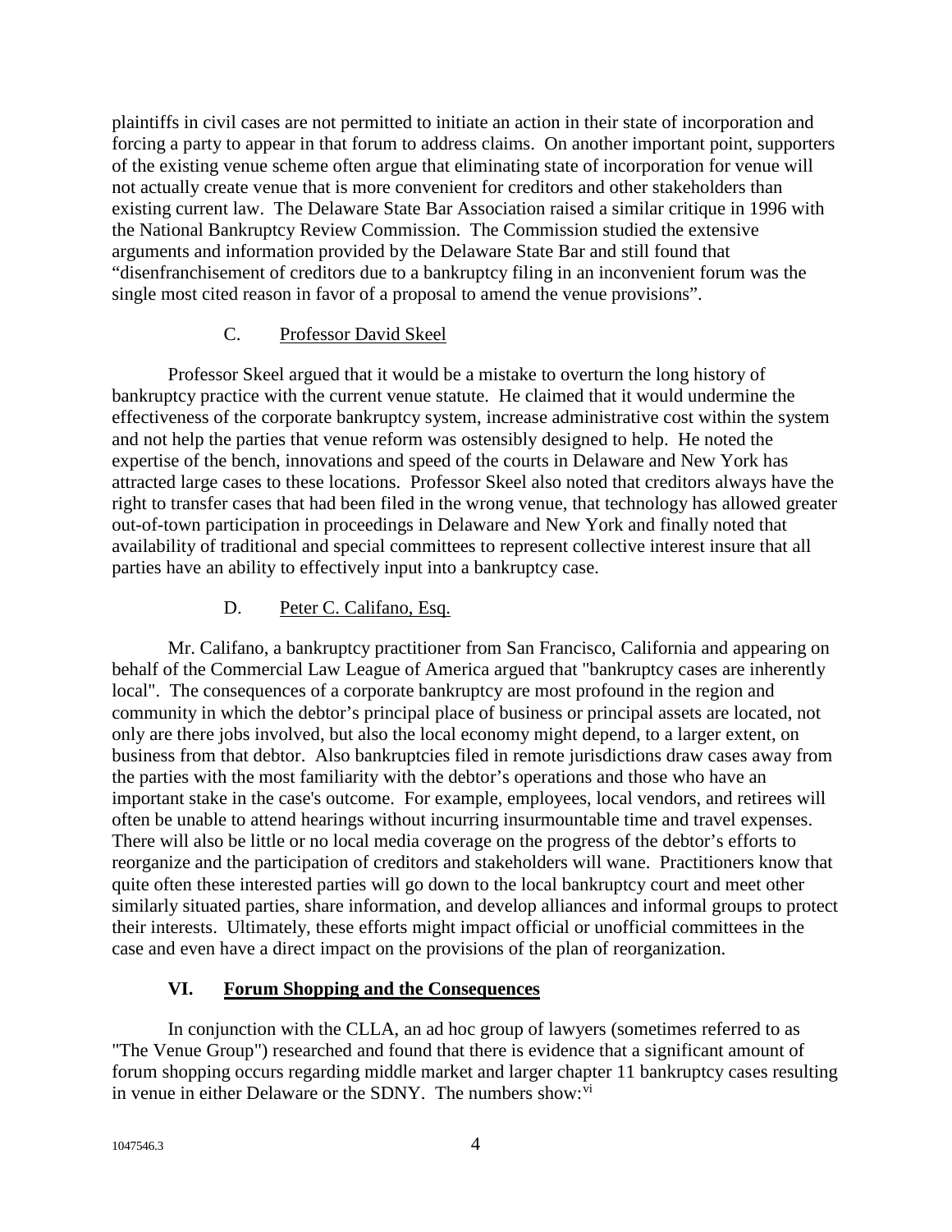plaintiffs in civil cases are not permitted to initiate an action in their state of incorporation and forcing a party to appear in that forum to address claims. On another important point, supporters of the existing venue scheme often argue that eliminating state of incorporation for venue will not actually create venue that is more convenient for creditors and other stakeholders than existing current law. The Delaware State Bar Association raised a similar critique in 1996 with the National Bankruptcy Review Commission. The Commission studied the extensive arguments and information provided by the Delaware State Bar and still found that "disenfranchisement of creditors due to a bankruptcy filing in an inconvenient forum was the single most cited reason in favor of a proposal to amend the venue provisions".

### C. Professor David Skeel

Professor Skeel argued that it would be a mistake to overturn the long history of bankruptcy practice with the current venue statute. He claimed that it would undermine the effectiveness of the corporate bankruptcy system, increase administrative cost within the system and not help the parties that venue reform was ostensibly designed to help. He noted the expertise of the bench, innovations and speed of the courts in Delaware and New York has attracted large cases to these locations. Professor Skeel also noted that creditors always have the right to transfer cases that had been filed in the wrong venue, that technology has allowed greater out-of-town participation in proceedings in Delaware and New York and finally noted that availability of traditional and special committees to represent collective interest insure that all parties have an ability to effectively input into a bankruptcy case.

### D. Peter C. Califano, Esq.

Mr. Califano, a bankruptcy practitioner from San Francisco, California and appearing on behalf of the Commercial Law League of America argued that "bankruptcy cases are inherently local". The consequences of a corporate bankruptcy are most profound in the region and community in which the debtor's principal place of business or principal assets are located, not only are there jobs involved, but also the local economy might depend, to a larger extent, on business from that debtor. Also bankruptcies filed in remote jurisdictions draw cases away from the parties with the most familiarity with the debtor's operations and those who have an important stake in the case's outcome. For example, employees, local vendors, and retirees will often be unable to attend hearings without incurring insurmountable time and travel expenses. There will also be little or no local media coverage on the progress of the debtor's efforts to reorganize and the participation of creditors and stakeholders will wane. Practitioners know that quite often these interested parties will go down to the local bankruptcy court and meet other similarly situated parties, share information, and develop alliances and informal groups to protect their interests. Ultimately, these efforts might impact official or unofficial committees in the case and even have a direct impact on the provisions of the plan of reorganization.

## VI. Forum Shopping and the Consequences

In conjunction with the CLLA, an ad hoc group of lawyers (sometimes referred to as "The Venue Group") researched and found that there is evidence that a significant amount of forum shopping occurs regarding middle market and larger chapter 11 bankruptcy cases resulting in venue in either Delaware or the SDNY. The numbers show:[vi]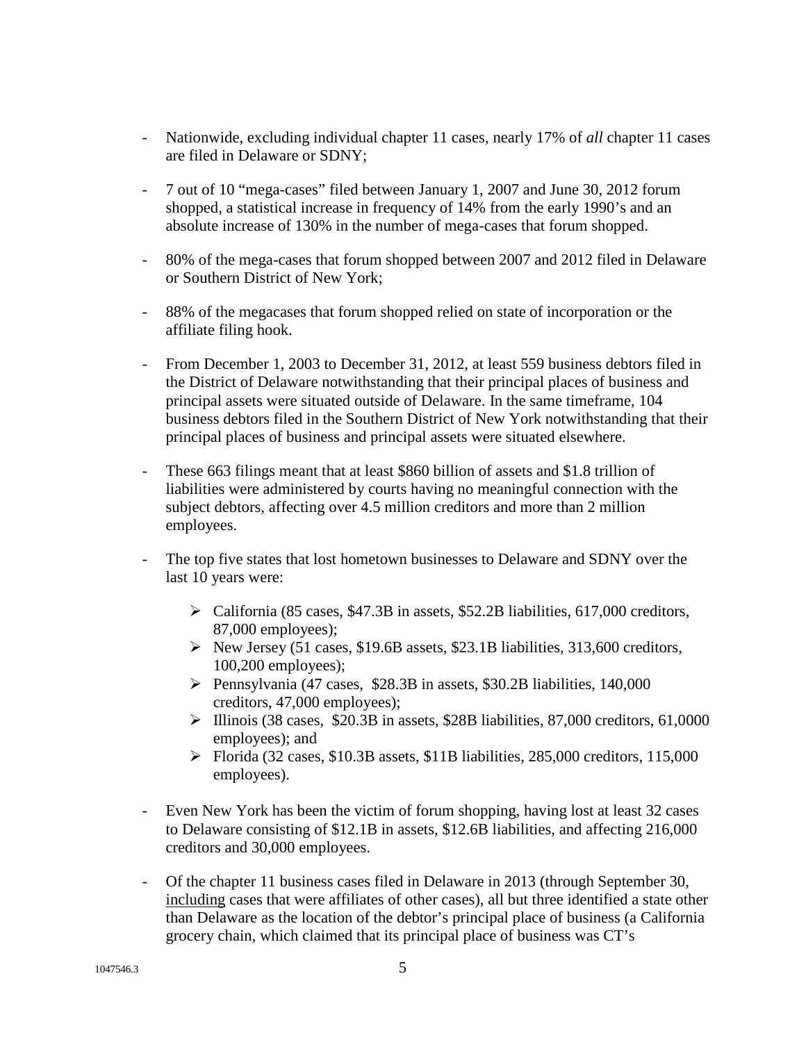- Nationwide, excluding individual chapter 11 cases, nearly 17% of *all* chapter 11 cases are filed in Delaware or SDNY;

- 7 out of 10 "mega-cases" filed between January 1, 2007 and June 30, 2012 forum shopped, a statistical increase in frequency of 14% from the early 1990's and an absolute increase of 130% in the number of mega-cases that forum shopped.

- 80% of the mega-cases that forum shopped between 2007 and 2012 filed in Delaware or Southern District of New York;

- 88% of the megacases that forum shopped relied on state of incorporation or the affiliate filing hook.

- From December 1, 2003 to December 31, 2012, at least 559 business debtors filed in the District of Delaware notwithstanding that their principal places of business and principal assets were situated outside of Delaware. In the same timeframe, 104 business debtors filed in the Southern District of New York notwithstanding that their principal places of business and principal assets were situated elsewhere.

- These 663 filings meant that at least $860 billion of assets and $1.8 trillion of liabilities were administered by courts having no meaningful connection with the subject debtors, affecting over 4.5 million creditors and more than 2 million employees.

- The top five states that lost hometown businesses to Delaware and SDNY over the last 10 years were:

  - California (85 cases, $47.3B in assets, $52.2B liabilities, 617,000 creditors, 87,000 employees);
  - New Jersey (51 cases, $19.6B assets, $23.1B liabilities, 313,600 creditors, 100,200 employees);
  - Pennsylvania (47 cases, $28.3B in assets, $30.2B liabilities, 140,000 creditors, 47,000 employees);
  - Illinois (38 cases, $20.3B in assets, $28B liabilities, 87,000 creditors, 61,0000 employees); and
  - Florida (32 cases, $10.3B assets, $11B liabilities, 285,000 creditors, 115,000 employees).

- Even New York has been the victim of forum shopping, having lost at least 32 cases to Delaware consisting of $12.1B in assets, $12.6B liabilities, and affecting 216,000 creditors and 30,000 employees.

- Of the chapter 11 business cases filed in Delaware in 2013 (through September 30, <u>including</u> cases that were affiliates of other cases), all but three identified a state other than Delaware as the location of the debtor's principal place of business (a California grocery chain, which claimed that its principal place of business was CT's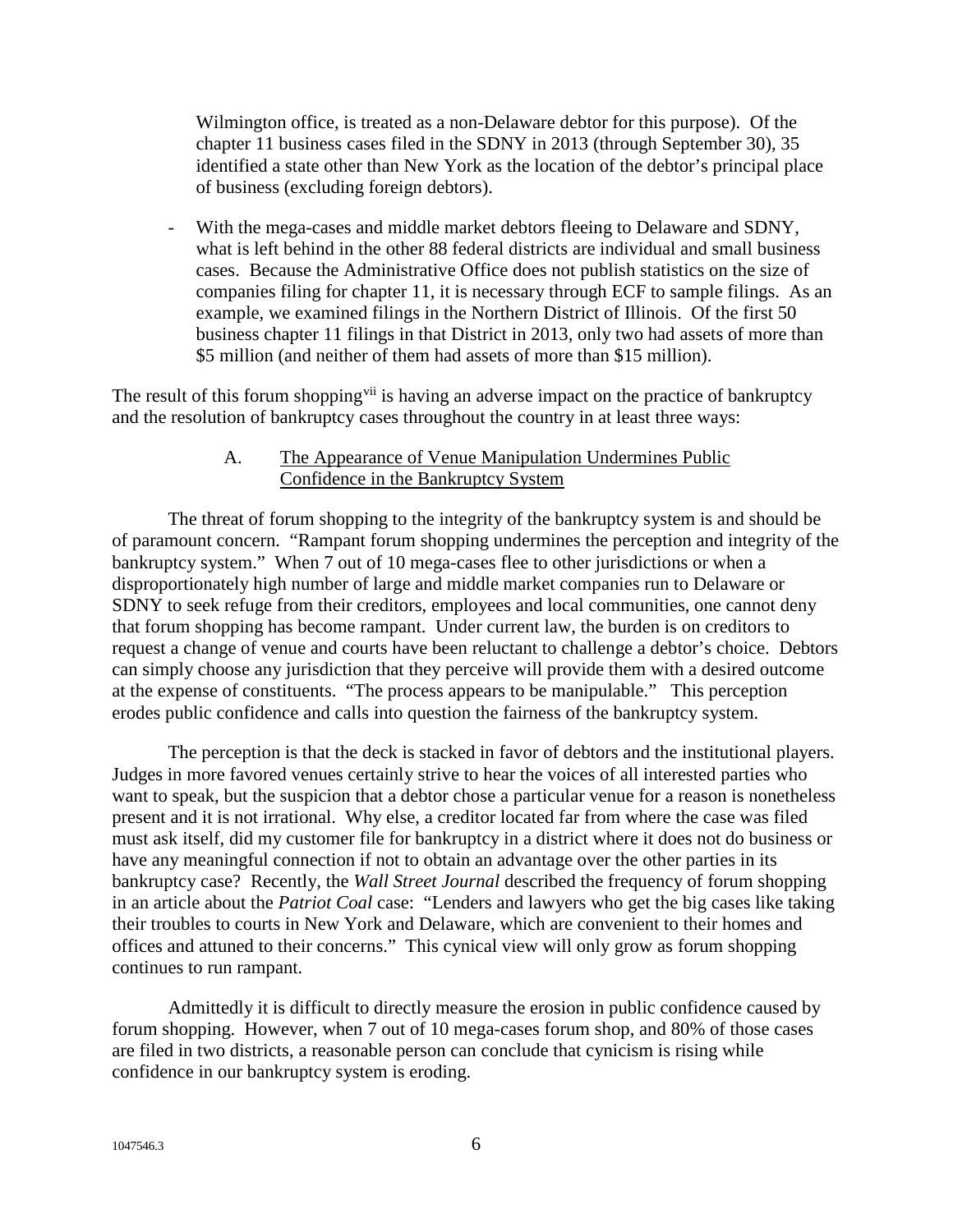Wilmington office, is treated as a non-Delaware debtor for this purpose). Of the chapter 11 business cases filed in the SDNY in 2013 (through September 30), 35 identified a state other than New York as the location of the debtor's principal place of business (excluding foreign debtors).

- With the mega-cases and middle market debtors fleeing to Delaware and SDNY, what is left behind in the other 88 federal districts are individual and small business cases. Because the Administrative Office does not publish statistics on the size of companies filing for chapter 11, it is necessary through ECF to sample filings. As an example, we examined filings in the Northern District of Illinois. Of the first 50 business chapter 11 filings in that District in 2013, only two had assets of more than \$5 million (and neither of them had assets of more than \$15 million).

The result of this forum shopping[vii] is having an adverse impact on the practice of bankruptcy and the resolution of bankruptcy cases throughout the country in at least three ways:

### A. The Appearance of Venue Manipulation Undermines Public Confidence in the Bankruptcy System

The threat of forum shopping to the integrity of the bankruptcy system is and should be of paramount concern. "Rampant forum shopping undermines the perception and integrity of the bankruptcy system." When 7 out of 10 mega-cases flee to other jurisdictions or when a disproportionately high number of large and middle market companies run to Delaware or SDNY to seek refuge from their creditors, employees and local communities, one cannot deny that forum shopping has become rampant. Under current law, the burden is on creditors to request a change of venue and courts have been reluctant to challenge a debtor's choice. Debtors can simply choose any jurisdiction that they perceive will provide them with a desired outcome at the expense of constituents. "The process appears to be manipulable." This perception erodes public confidence and calls into question the fairness of the bankruptcy system.

The perception is that the deck is stacked in favor of debtors and the institutional players. Judges in more favored venues certainly strive to hear the voices of all interested parties who want to speak, but the suspicion that a debtor chose a particular venue for a reason is nonetheless present and it is not irrational. Why else, a creditor located far from where the case was filed must ask itself, did my customer file for bankruptcy in a district where it does not do business or have any meaningful connection if not to obtain an advantage over the other parties in its bankruptcy case? Recently, the *Wall Street Journal* described the frequency of forum shopping in an article about the *Patriot Coal* case: "Lenders and lawyers who get the big cases like taking their troubles to courts in New York and Delaware, which are convenient to their homes and offices and attuned to their concerns." This cynical view will only grow as forum shopping continues to run rampant.

Admittedly it is difficult to directly measure the erosion in public confidence caused by forum shopping. However, when 7 out of 10 mega-cases forum shop, and 80% of those cases are filed in two districts, a reasonable person can conclude that cynicism is rising while confidence in our bankruptcy system is eroding.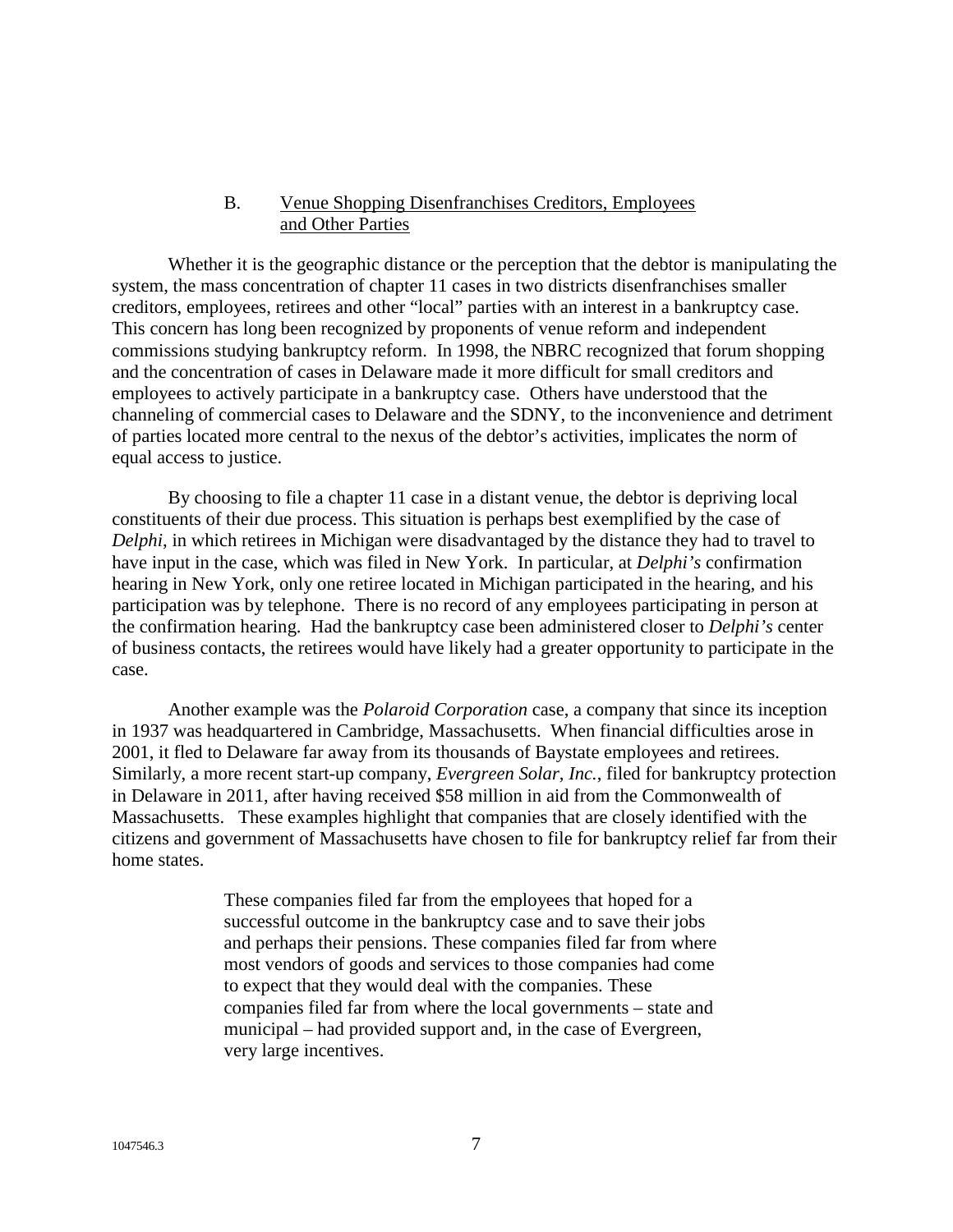### B. Venue Shopping Disenfranchises Creditors, Employees and Other Parties

Whether it is the geographic distance or the perception that the debtor is manipulating the system, the mass concentration of chapter 11 cases in two districts disenfranchises smaller creditors, employees, retirees and other "local" parties with an interest in a bankruptcy case. This concern has long been recognized by proponents of venue reform and independent commissions studying bankruptcy reform. In 1998, the NBRC recognized that forum shopping and the concentration of cases in Delaware made it more difficult for small creditors and employees to actively participate in a bankruptcy case. Others have understood that the channeling of commercial cases to Delaware and the SDNY, to the inconvenience and detriment of parties located more central to the nexus of the debtor's activities, implicates the norm of equal access to justice.

By choosing to file a chapter 11 case in a distant venue, the debtor is depriving local constituents of their due process. This situation is perhaps best exemplified by the case of *Delphi*, in which retirees in Michigan were disadvantaged by the distance they had to travel to have input in the case, which was filed in New York. In particular, at *Delphi's* confirmation hearing in New York, only one retiree located in Michigan participated in the hearing, and his participation was by telephone. There is no record of any employees participating in person at the confirmation hearing. Had the bankruptcy case been administered closer to *Delphi's* center of business contacts, the retirees would have likely had a greater opportunity to participate in the case.

Another example was the *Polaroid Corporation* case, a company that since its inception in 1937 was headquartered in Cambridge, Massachusetts. When financial difficulties arose in 2001, it fled to Delaware far away from its thousands of Baystate employees and retirees. Similarly, a more recent start-up company, *Evergreen Solar, Inc.*, filed for bankruptcy protection in Delaware in 2011, after having received \$58 million in aid from the Commonwealth of Massachusetts. These examples highlight that companies that are closely identified with the citizens and government of Massachusetts have chosen to file for bankruptcy relief far from their home states.

> These companies filed far from the employees that hoped for a successful outcome in the bankruptcy case and to save their jobs and perhaps their pensions. These companies filed far from where most vendors of goods and services to those companies had come to expect that they would deal with the companies. These companies filed far from where the local governments – state and municipal – had provided support and, in the case of Evergreen, very large incentives.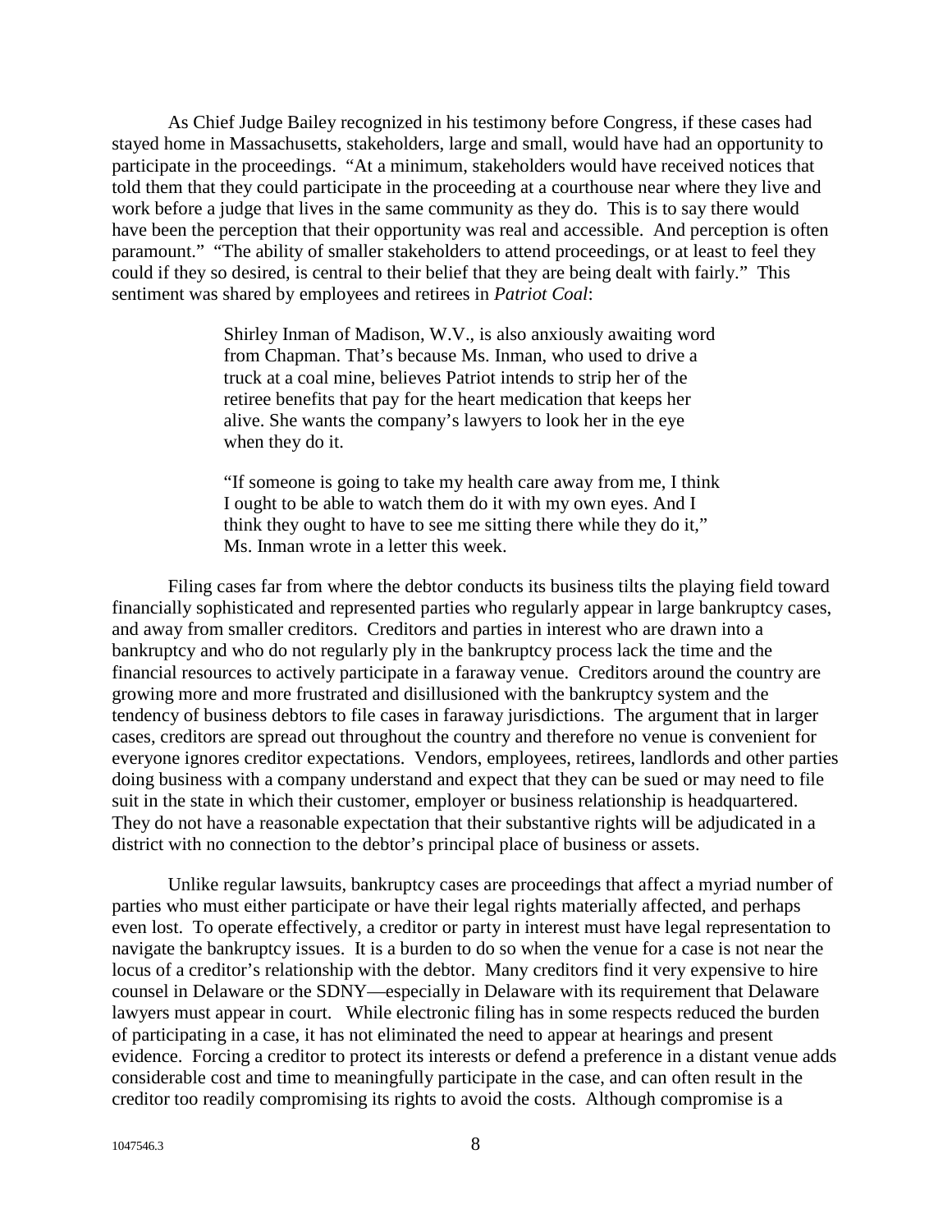As Chief Judge Bailey recognized in his testimony before Congress, if these cases had stayed home in Massachusetts, stakeholders, large and small, would have had an opportunity to participate in the proceedings. "At a minimum, stakeholders would have received notices that told them that they could participate in the proceeding at a courthouse near where they live and work before a judge that lives in the same community as they do. This is to say there would have been the perception that their opportunity was real and accessible. And perception is often paramount." "The ability of smaller stakeholders to attend proceedings, or at least to feel they could if they so desired, is central to their belief that they are being dealt with fairly." This sentiment was shared by employees and retirees in *Patriot Coal*:

> Shirley Inman of Madison, W.V., is also anxiously awaiting word from Chapman. That's because Ms. Inman, who used to drive a truck at a coal mine, believes Patriot intends to strip her of the retiree benefits that pay for the heart medication that keeps her alive. She wants the company's lawyers to look her in the eye when they do it.
>
> "If someone is going to take my health care away from me, I think I ought to be able to watch them do it with my own eyes. And I think they ought to have to see me sitting there while they do it," Ms. Inman wrote in a letter this week.

Filing cases far from where the debtor conducts its business tilts the playing field toward financially sophisticated and represented parties who regularly appear in large bankruptcy cases, and away from smaller creditors. Creditors and parties in interest who are drawn into a bankruptcy and who do not regularly ply in the bankruptcy process lack the time and the financial resources to actively participate in a faraway venue. Creditors around the country are growing more and more frustrated and disillusioned with the bankruptcy system and the tendency of business debtors to file cases in faraway jurisdictions. The argument that in larger cases, creditors are spread out throughout the country and therefore no venue is convenient for everyone ignores creditor expectations. Vendors, employees, retirees, landlords and other parties doing business with a company understand and expect that they can be sued or may need to file suit in the state in which their customer, employer or business relationship is headquartered. They do not have a reasonable expectation that their substantive rights will be adjudicated in a district with no connection to the debtor's principal place of business or assets.

Unlike regular lawsuits, bankruptcy cases are proceedings that affect a myriad number of parties who must either participate or have their legal rights materially affected, and perhaps even lost. To operate effectively, a creditor or party in interest must have legal representation to navigate the bankruptcy issues. It is a burden to do so when the venue for a case is not near the locus of a creditor's relationship with the debtor. Many creditors find it very expensive to hire counsel in Delaware or the SDNY—especially in Delaware with its requirement that Delaware lawyers must appear in court. While electronic filing has in some respects reduced the burden of participating in a case, it has not eliminated the need to appear at hearings and present evidence. Forcing a creditor to protect its interests or defend a preference in a distant venue adds considerable cost and time to meaningfully participate in the case, and can often result in the creditor too readily compromising its rights to avoid the costs. Although compromise is a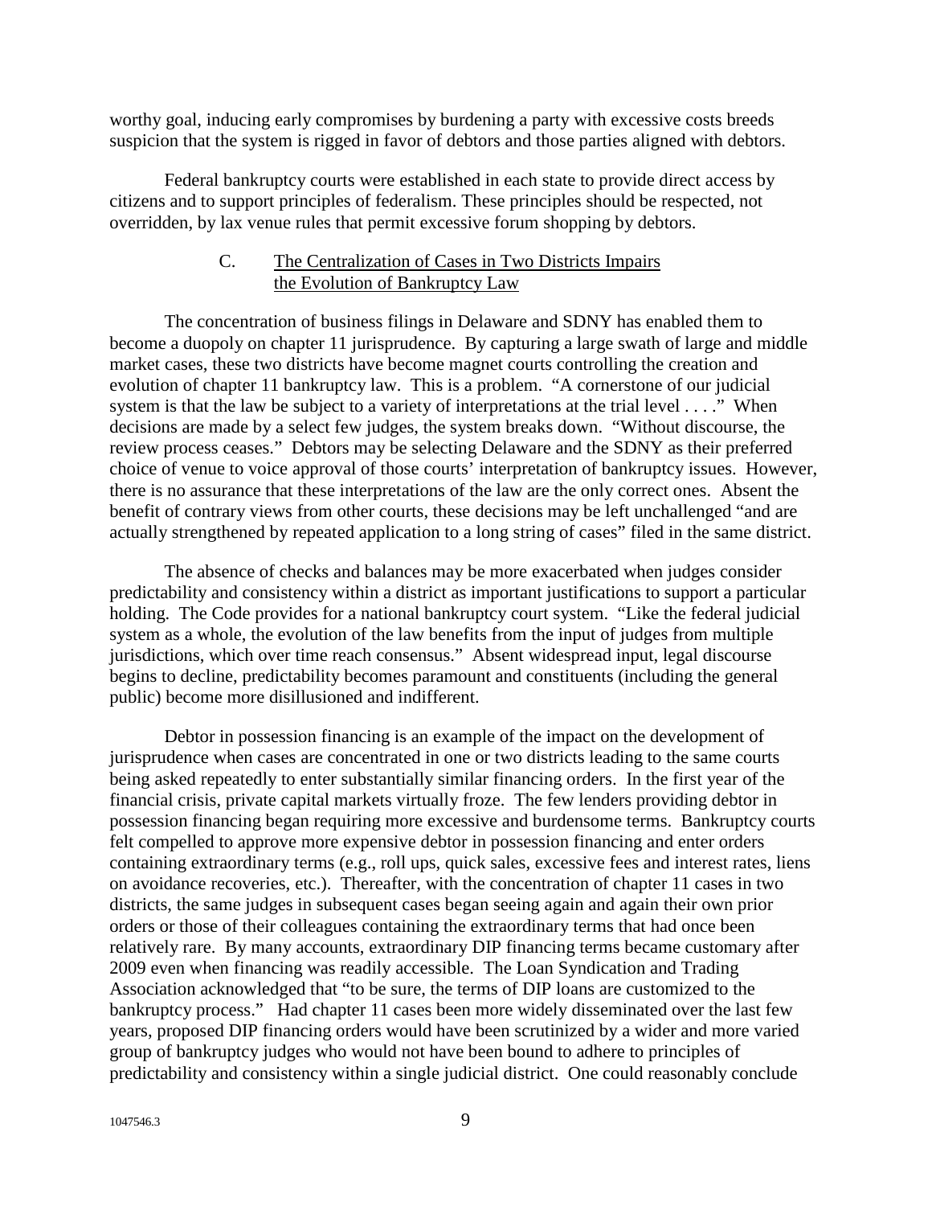worthy goal, inducing early compromises by burdening a party with excessive costs breeds suspicion that the system is rigged in favor of debtors and those parties aligned with debtors.

Federal bankruptcy courts were established in each state to provide direct access by citizens and to support principles of federalism. These principles should be respected, not overridden, by lax venue rules that permit excessive forum shopping by debtors.

### C. The Centralization of Cases in Two Districts Impairs the Evolution of Bankruptcy Law

The concentration of business filings in Delaware and SDNY has enabled them to become a duopoly on chapter 11 jurisprudence. By capturing a large swath of large and middle market cases, these two districts have become magnet courts controlling the creation and evolution of chapter 11 bankruptcy law. This is a problem. "A cornerstone of our judicial system is that the law be subject to a variety of interpretations at the trial level . . . ." When decisions are made by a select few judges, the system breaks down. "Without discourse, the review process ceases." Debtors may be selecting Delaware and the SDNY as their preferred choice of venue to voice approval of those courts' interpretation of bankruptcy issues. However, there is no assurance that these interpretations of the law are the only correct ones. Absent the benefit of contrary views from other courts, these decisions may be left unchallenged "and are actually strengthened by repeated application to a long string of cases" filed in the same district.

The absence of checks and balances may be more exacerbated when judges consider predictability and consistency within a district as important justifications to support a particular holding. The Code provides for a national bankruptcy court system. "Like the federal judicial system as a whole, the evolution of the law benefits from the input of judges from multiple jurisdictions, which over time reach consensus." Absent widespread input, legal discourse begins to decline, predictability becomes paramount and constituents (including the general public) become more disillusioned and indifferent.

Debtor in possession financing is an example of the impact on the development of jurisprudence when cases are concentrated in one or two districts leading to the same courts being asked repeatedly to enter substantially similar financing orders. In the first year of the financial crisis, private capital markets virtually froze. The few lenders providing debtor in possession financing began requiring more excessive and burdensome terms. Bankruptcy courts felt compelled to approve more expensive debtor in possession financing and enter orders containing extraordinary terms (e.g., roll ups, quick sales, excessive fees and interest rates, liens on avoidance recoveries, etc.). Thereafter, with the concentration of chapter 11 cases in two districts, the same judges in subsequent cases began seeing again and again their own prior orders or those of their colleagues containing the extraordinary terms that had once been relatively rare. By many accounts, extraordinary DIP financing terms became customary after 2009 even when financing was readily accessible. The Loan Syndication and Trading Association acknowledged that "to be sure, the terms of DIP loans are customized to the bankruptcy process." Had chapter 11 cases been more widely disseminated over the last few years, proposed DIP financing orders would have been scrutinized by a wider and more varied group of bankruptcy judges who would not have been bound to adhere to principles of predictability and consistency within a single judicial district. One could reasonably conclude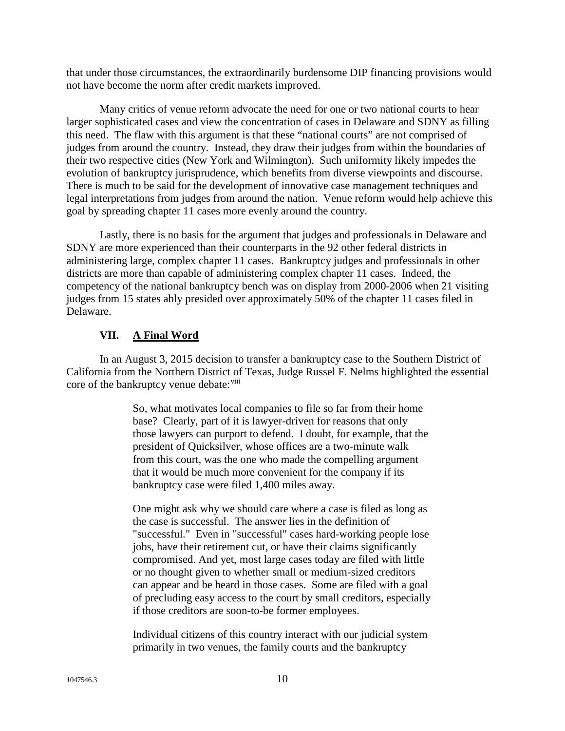that under those circumstances, the extraordinarily burdensome DIP financing provisions would not have become the norm after credit markets improved.

Many critics of venue reform advocate the need for one or two national courts to hear larger sophisticated cases and view the concentration of cases in Delaware and SDNY as filling this need. The flaw with this argument is that these "national courts" are not comprised of judges from around the country. Instead, they draw their judges from within the boundaries of their two respective cities (New York and Wilmington). Such uniformity likely impedes the evolution of bankruptcy jurisprudence, which benefits from diverse viewpoints and discourse. There is much to be said for the development of innovative case management techniques and legal interpretations from judges from around the nation. Venue reform would help achieve this goal by spreading chapter 11 cases more evenly around the country.

Lastly, there is no basis for the argument that judges and professionals in Delaware and SDNY are more experienced than their counterparts in the 92 other federal districts in administering large, complex chapter 11 cases. Bankruptcy judges and professionals in other districts are more than capable of administering complex chapter 11 cases. Indeed, the competency of the national bankruptcy bench was on display from 2000-2006 when 21 visiting judges from 15 states ably presided over approximately 50% of the chapter 11 cases filed in Delaware.

## VII. **A Final Word**

In an August 3, 2015 decision to transfer a bankruptcy case to the Southern District of California from the Northern District of Texas, Judge Russel F. Nelms highlighted the essential core of the bankruptcy venue debate:[viii]

> So, what motivates local companies to file so far from their home base? Clearly, part of it is lawyer-driven for reasons that only those lawyers can purport to defend. I doubt, for example, that the president of Quicksilver, whose offices are a two-minute walk from this court, was the one who made the compelling argument that it would be much more convenient for the company if its bankruptcy case were filed 1,400 miles away.
>
> One might ask why we should care where a case is filed as long as the case is successful. The answer lies in the definition of "successful." Even in "successful" cases hard-working people lose jobs, have their retirement cut, or have their claims significantly compromised. And yet, most large cases today are filed with little or no thought given to whether small or medium-sized creditors can appear and be heard in those cases. Some are filed with a goal of precluding easy access to the court by small creditors, especially if those creditors are soon-to-be former employees.
>
> Individual citizens of this country interact with our judicial system primarily in two venues, the family courts and the bankruptcy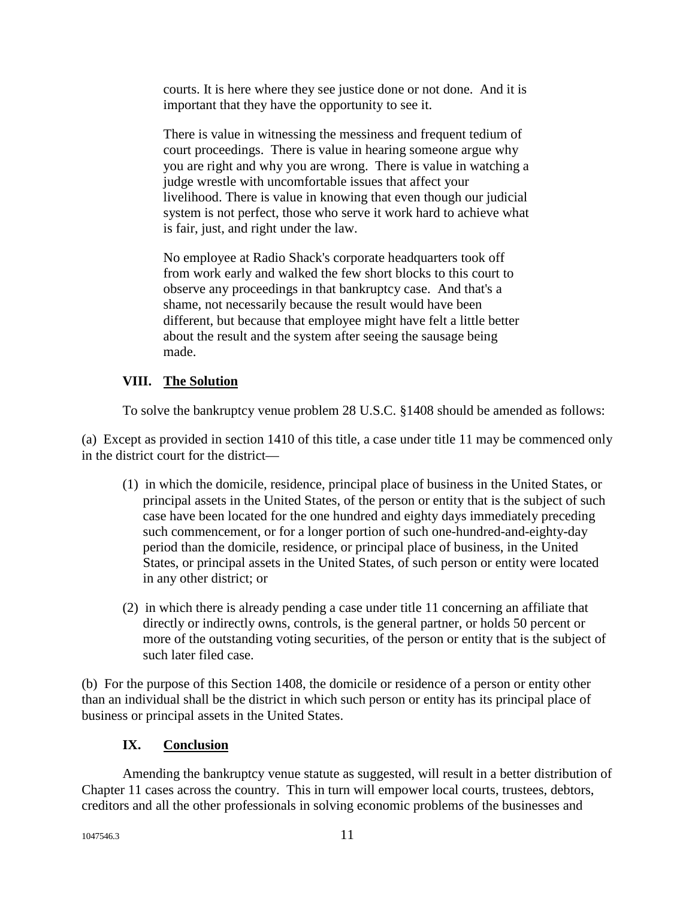> courts. It is here where they see justice done or not done. And it is important that they have the opportunity to see it.
>
> There is value in witnessing the messiness and frequent tedium of court proceedings. There is value in hearing someone argue why you are right and why you are wrong. There is value in watching a judge wrestle with uncomfortable issues that affect your livelihood. There is value in knowing that even though our judicial system is not perfect, those who serve it work hard to achieve what is fair, just, and right under the law.
>
> No employee at Radio Shack's corporate headquarters took off from work early and walked the few short blocks to this court to observe any proceedings in that bankruptcy case. And that's a shame, not necessarily because the result would have been different, but because that employee might have felt a little better about the result and the system after seeing the sausage being made.

## VIII. The Solution

To solve the bankruptcy venue problem 28 U.S.C. §1408 should be amended as follows:

(a) Except as provided in section 1410 of this title, a case under title 11 may be commenced only in the district court for the district—

- (1) in which the domicile, residence, principal place of business in the United States, or principal assets in the United States, of the person or entity that is the subject of such case have been located for the one hundred and eighty days immediately preceding such commencement, or for a longer portion of such one-hundred-and-eighty-day period than the domicile, residence, or principal place of business, in the United States, or principal assets in the United States, of such person or entity were located in any other district; or

- (2) in which there is already pending a case under title 11 concerning an affiliate that directly or indirectly owns, controls, is the general partner, or holds 50 percent or more of the outstanding voting securities, of the person or entity that is the subject of such later filed case.

(b) For the purpose of this Section 1408, the domicile or residence of a person or entity other than an individual shall be the district in which such person or entity has its principal place of business or principal assets in the United States.

## IX. Conclusion

Amending the bankruptcy venue statute as suggested, will result in a better distribution of Chapter 11 cases across the country. This in turn will empower local courts, trustees, debtors, creditors and all the other professionals in solving economic problems of the businesses and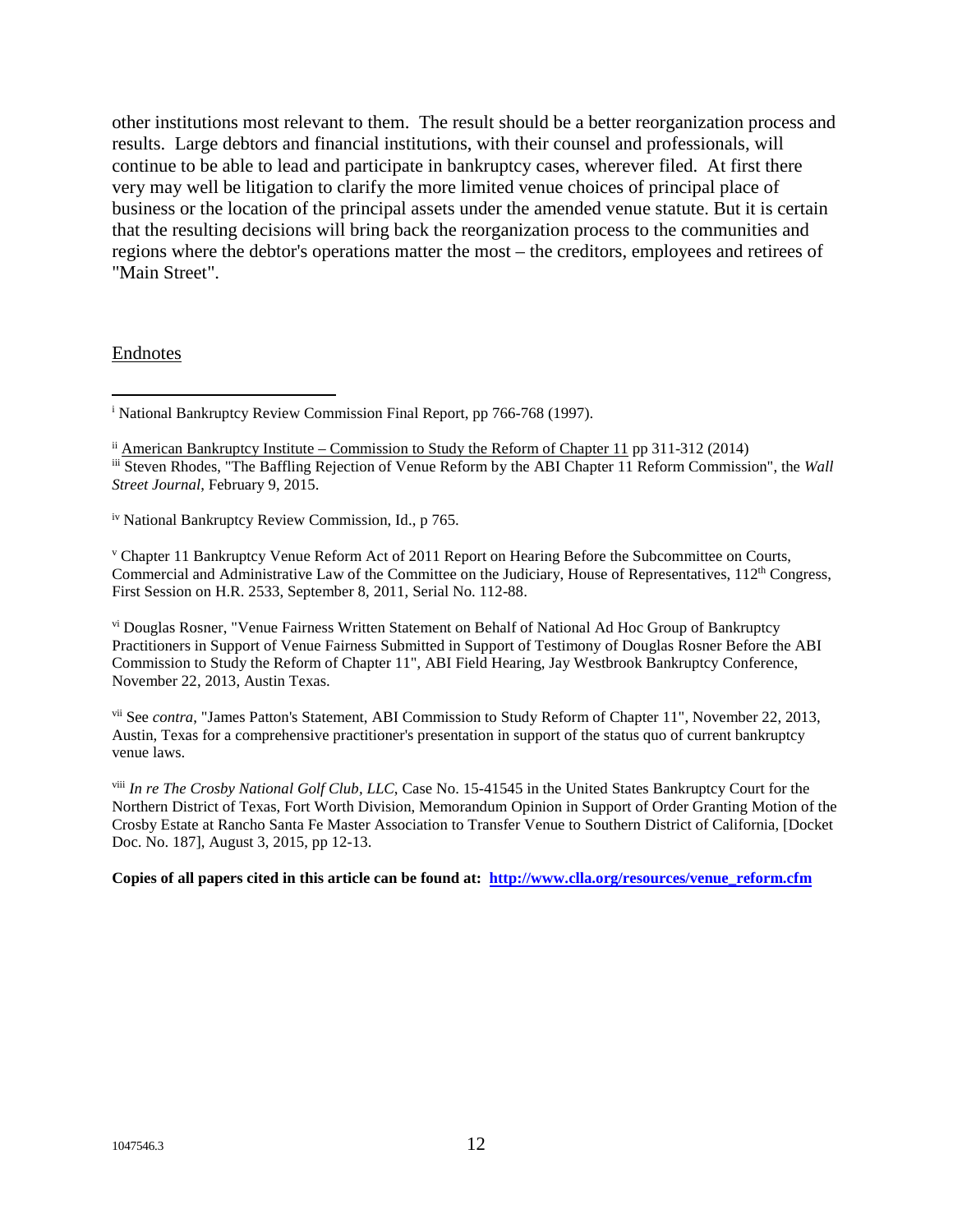other institutions most relevant to them. The result should be a better reorganization process and results. Large debtors and financial institutions, with their counsel and professionals, will continue to be able to lead and participate in bankruptcy cases, wherever filed. At first there very may well be litigation to clarify the more limited venue choices of principal place of business or the location of the principal assets under the amended venue statute. But it is certain that the resulting decisions will bring back the reorganization process to the communities and regions where the debtor's operations matter the most – the creditors, employees and retirees of "Main Street".

Endnotes

[i] National Bankruptcy Review Commission Final Report, pp 766-768 (1997).

[ii] American Bankruptcy Institute – Commission to Study the Reform of Chapter 11 pp 311-312 (2014)

[iii] Steven Rhodes, "The Baffling Rejection of Venue Reform by the ABI Chapter 11 Reform Commission", the *Wall Street Journal*, February 9, 2015.

[iv] National Bankruptcy Review Commission, Id., p 765.

[v] Chapter 11 Bankruptcy Venue Reform Act of 2011 Report on Hearing Before the Subcommittee on Courts, Commercial and Administrative Law of the Committee on the Judiciary, House of Representatives, 112th Congress, First Session on H.R. 2533, September 8, 2011, Serial No. 112-88.

[vi] Douglas Rosner, "Venue Fairness Written Statement on Behalf of National Ad Hoc Group of Bankruptcy Practitioners in Support of Venue Fairness Submitted in Support of Testimony of Douglas Rosner Before the ABI Commission to Study the Reform of Chapter 11", ABI Field Hearing, Jay Westbrook Bankruptcy Conference, November 22, 2013, Austin Texas.

[vii] See *contra*, "James Patton's Statement, ABI Commission to Study Reform of Chapter 11", November 22, 2013, Austin, Texas for a comprehensive practitioner's presentation in support of the status quo of current bankruptcy venue laws.

[viii] *In re The Crosby National Golf Club, LLC*, Case No. 15-41545 in the United States Bankruptcy Court for the Northern District of Texas, Fort Worth Division, Memorandum Opinion in Support of Order Granting Motion of the Crosby Estate at Rancho Santa Fe Master Association to Transfer Venue to Southern District of California, [Docket Doc. No. 187], August 3, 2015, pp 12-13.

**Copies of all papers cited in this article can be found at: http://www.clla.org/resources/venue_reform.cfm**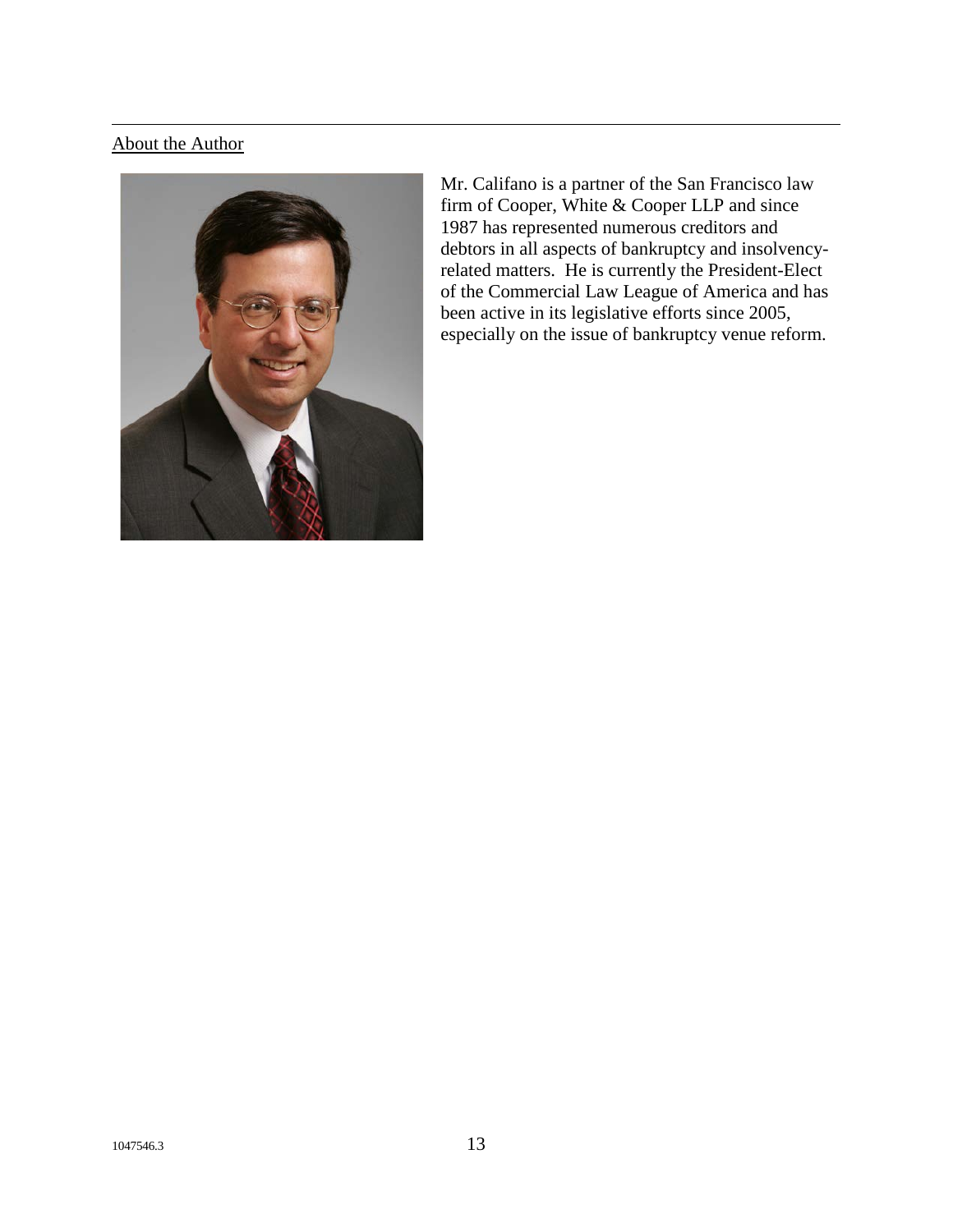About the Author

Mr. Califano is a partner of the San Francisco law firm of Cooper, White & Cooper LLP and since 1987 has represented numerous creditors and debtors in all aspects of bankruptcy and insolvency-related matters. He is currently the President-Elect of the Commercial Law League of America and has been active in its legislative efforts since 2005, especially on the issue of bankruptcy venue reform.